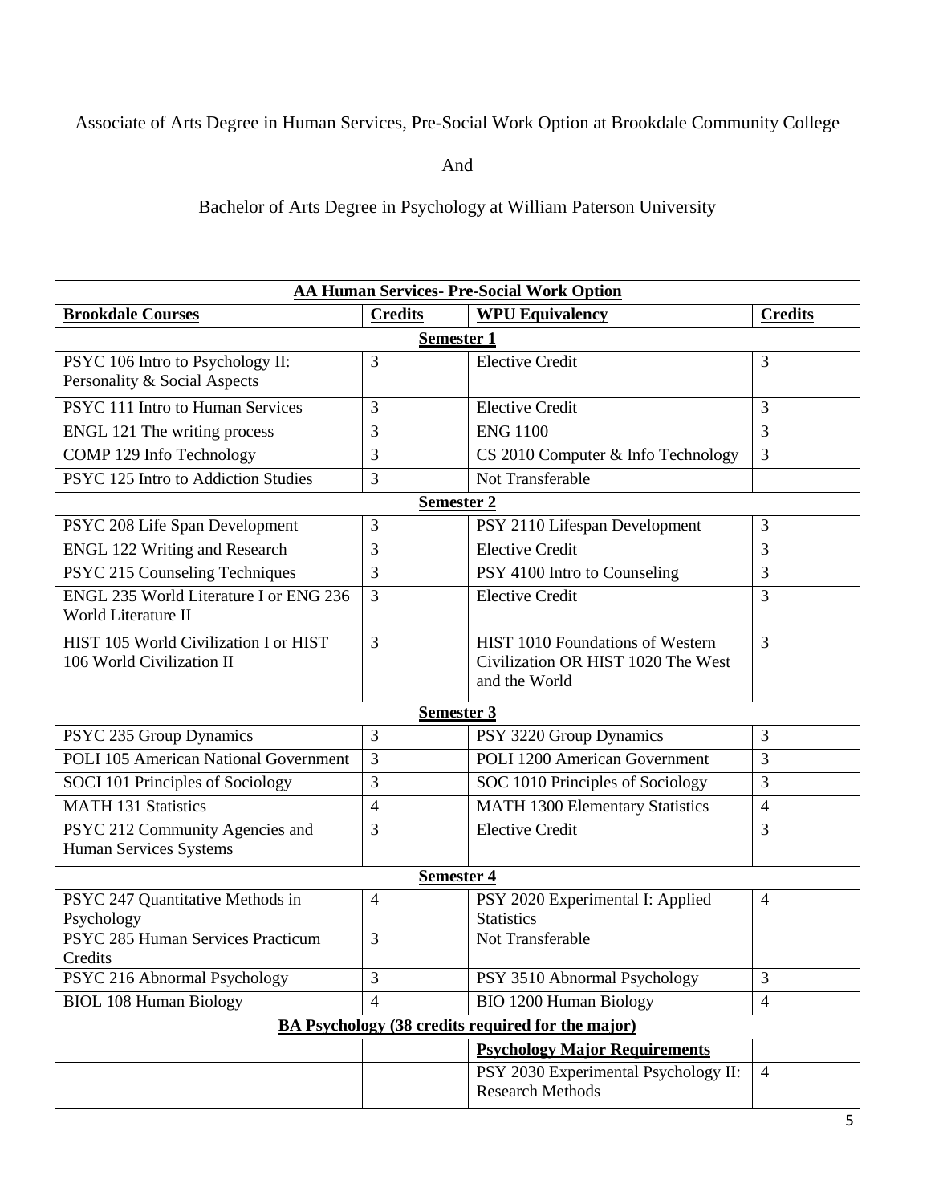Associate of Arts Degree in Human Services, Pre-Social Work Option at Brookdale Community College

And

Bachelor of Arts Degree in Psychology at William Paterson University

| **AA Human Services- Pre-Social Work Option** | | | |
|---|---|---|---|
| **Brookdale Courses** | **Credits** | **WPU Equivalency** | **Credits** |
| **Semester 1** | | | |
| PSYC 106 Intro to Psychology II: Personality & Social Aspects | 3 | Elective Credit | 3 |
| PSYC 111 Intro to Human Services | 3 | Elective Credit | 3 |
| ENGL 121 The writing process | 3 | ENG 1100 | 3 |
| COMP 129 Info Technology | 3 | CS 2010 Computer & Info Technology | 3 |
| PSYC 125 Intro to Addiction Studies | 3 | Not Transferable | |
| **Semester 2** | | | |
| PSYC 208 Life Span Development | 3 | PSY 2110 Lifespan Development | 3 |
| ENGL 122 Writing and Research | 3 | Elective Credit | 3 |
| PSYC 215 Counseling Techniques | 3 | PSY 4100 Intro to Counseling | 3 |
| ENGL 235 World Literature I or ENG 236 World Literature II | 3 | Elective Credit | 3 |
| HIST 105 World Civilization I or HIST 106 World Civilization II | 3 | HIST 1010 Foundations of Western Civilization OR HIST 1020 The West and the World | 3 |
| **Semester 3** | | | |
| PSYC 235 Group Dynamics | 3 | PSY 3220 Group Dynamics | 3 |
| POLI 105 American National Government | 3 | POLI 1200 American Government | 3 |
| SOCI 101 Principles of Sociology | 3 | SOC 1010 Principles of Sociology | 3 |
| MATH 131 Statistics | 4 | MATH 1300 Elementary Statistics | 4 |
| PSYC 212 Community Agencies and Human Services Systems | 3 | Elective Credit | 3 |
| **Semester 4** | | | |
| PSYC 247 Quantitative Methods in Psychology | 4 | PSY 2020 Experimental I: Applied Statistics | 4 |
| PSYC 285 Human Services Practicum Credits | 3 | Not Transferable | |
| PSYC 216 Abnormal Psychology | 3 | PSY 3510 Abnormal Psychology | 3 |
| BIOL 108 Human Biology | 4 | BIO 1200 Human Biology | 4 |
| **BA Psychology (38 credits required for the major)** | | | |
| | | **Psychology Major Requirements** | |
| | | PSY 2030 Experimental Psychology II: Research Methods | 4 |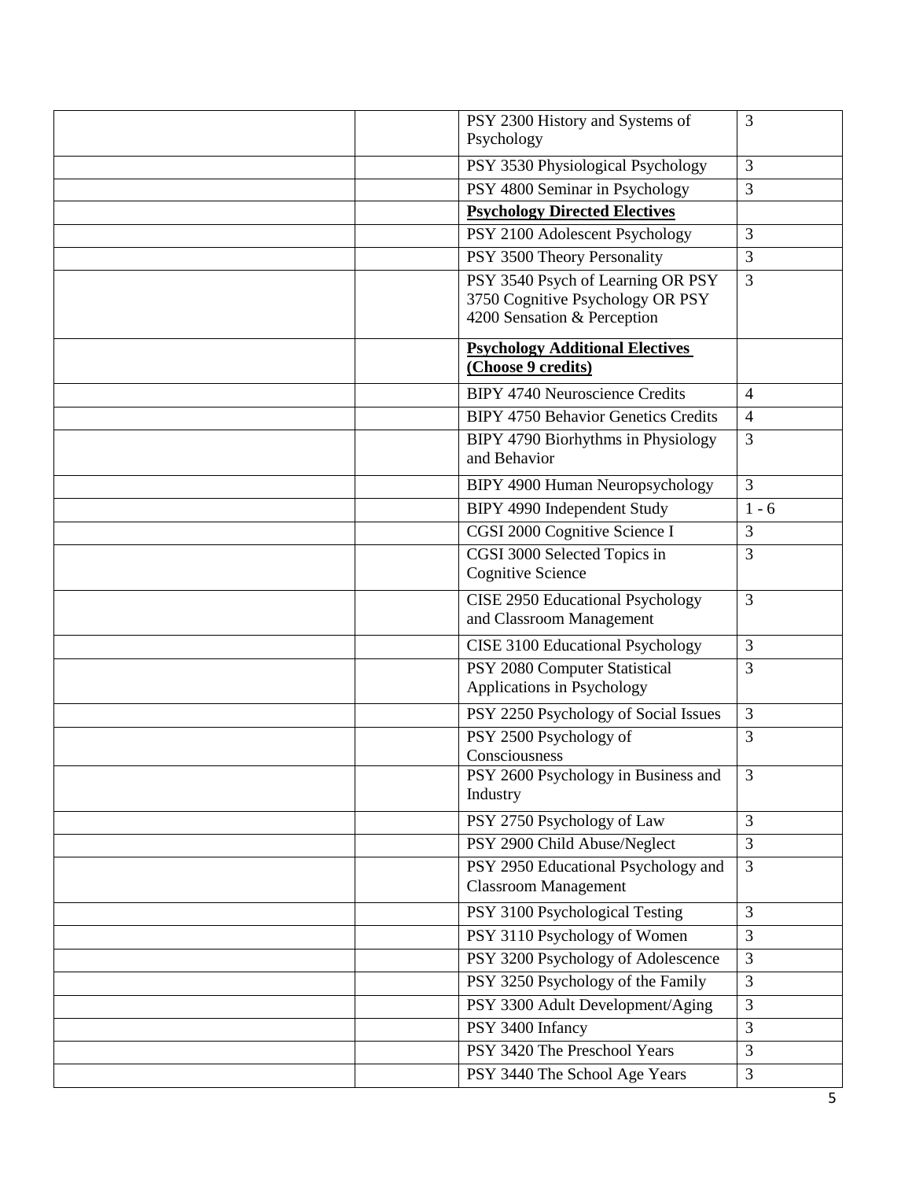|  |  |  |  |
|---|---|---|---|
|  |  | PSY 2300 History and Systems of Psychology | 3 |
|  |  | PSY 3530 Physiological Psychology | 3 |
|  |  | PSY 4800 Seminar in Psychology | 3 |
|  |  | **Psychology Directed Electives** |  |
|  |  | PSY 2100 Adolescent Psychology | 3 |
|  |  | PSY 3500 Theory Personality | 3 |
|  |  | PSY 3540 Psych of Learning OR PSY 3750 Cognitive Psychology OR PSY 4200 Sensation & Perception | 3 |
|  |  | **Psychology Additional Electives (Choose 9 credits)** |  |
|  |  | BIPY 4740 Neuroscience Credits | 4 |
|  |  | BIPY 4750 Behavior Genetics Credits | 4 |
|  |  | BIPY 4790 Biorhythms in Physiology and Behavior | 3 |
|  |  | BIPY 4900 Human Neuropsychology | 3 |
|  |  | BIPY 4990 Independent Study | 1 - 6 |
|  |  | CGSI 2000 Cognitive Science I | 3 |
|  |  | CGSI 3000 Selected Topics in Cognitive Science | 3 |
|  |  | CISE 2950 Educational Psychology and Classroom Management | 3 |
|  |  | CISE 3100 Educational Psychology | 3 |
|  |  | PSY 2080 Computer Statistical Applications in Psychology | 3 |
|  |  | PSY 2250 Psychology of Social Issues | 3 |
|  |  | PSY 2500 Psychology of Consciousness | 3 |
|  |  | PSY 2600 Psychology in Business and Industry | 3 |
|  |  | PSY 2750 Psychology of Law | 3 |
|  |  | PSY 2900 Child Abuse/Neglect | 3 |
|  |  | PSY 2950 Educational Psychology and Classroom Management | 3 |
|  |  | PSY 3100 Psychological Testing | 3 |
|  |  | PSY 3110 Psychology of Women | 3 |
|  |  | PSY 3200 Psychology of Adolescence | 3 |
|  |  | PSY 3250 Psychology of the Family | 3 |
|  |  | PSY 3300 Adult Development/Aging | 3 |
|  |  | PSY 3400 Infancy | 3 |
|  |  | PSY 3420 The Preschool Years | 3 |
|  |  | PSY 3440 The School Age Years | 3 |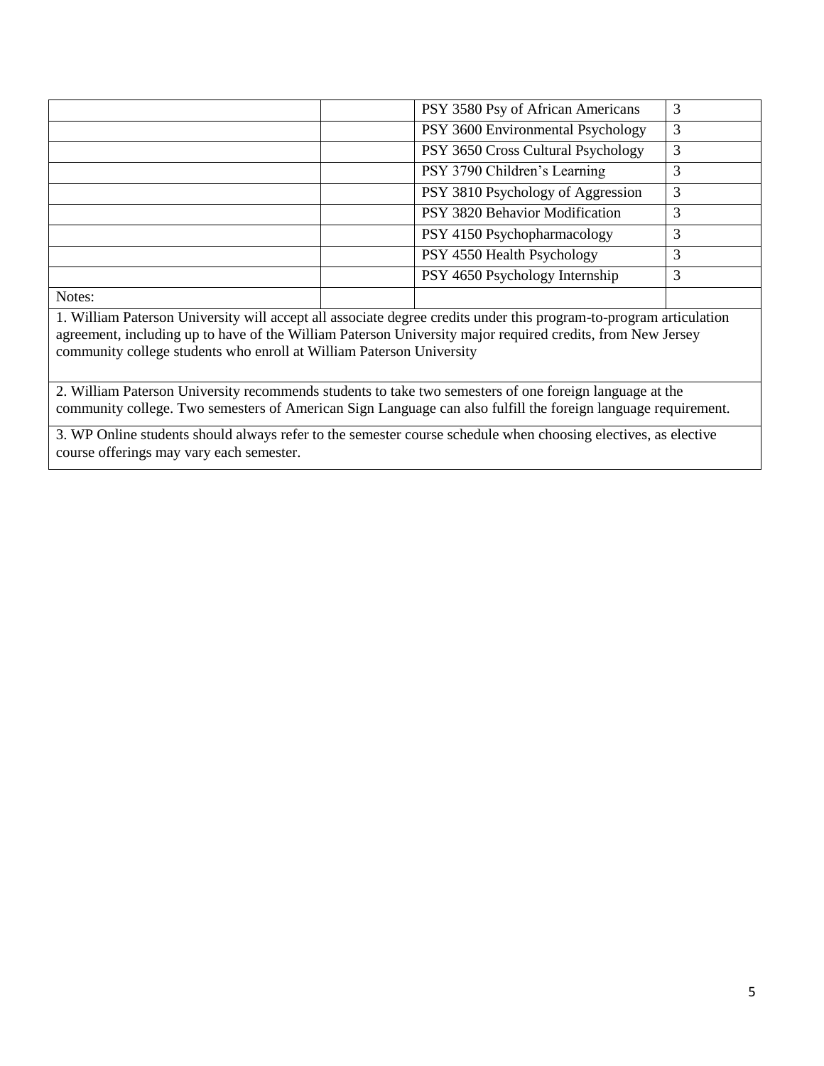| | | | |
|---|---|---|---|
| | | PSY 3580 Psy of African Americans | 3 |
| | | PSY 3600 Environmental Psychology | 3 |
| | | PSY 3650 Cross Cultural Psychology | 3 |
| | | PSY 3790 Children's Learning | 3 |
| | | PSY 3810 Psychology of Aggression | 3 |
| | | PSY 3820 Behavior Modification | 3 |
| | | PSY 4150 Psychopharmacology | 3 |
| | | PSY 4550 Health Psychology | 3 |
| | | PSY 4650 Psychology Internship | 3 |
| Notes: | | | |

1. William Paterson University will accept all associate degree credits under this program-to-program articulation agreement, including up to have of the William Paterson University major required credits, from New Jersey community college students who enroll at William Paterson University

2. William Paterson University recommends students to take two semesters of one foreign language at the community college. Two semesters of American Sign Language can also fulfill the foreign language requirement.

3. WP Online students should always refer to the semester course schedule when choosing electives, as elective course offerings may vary each semester.